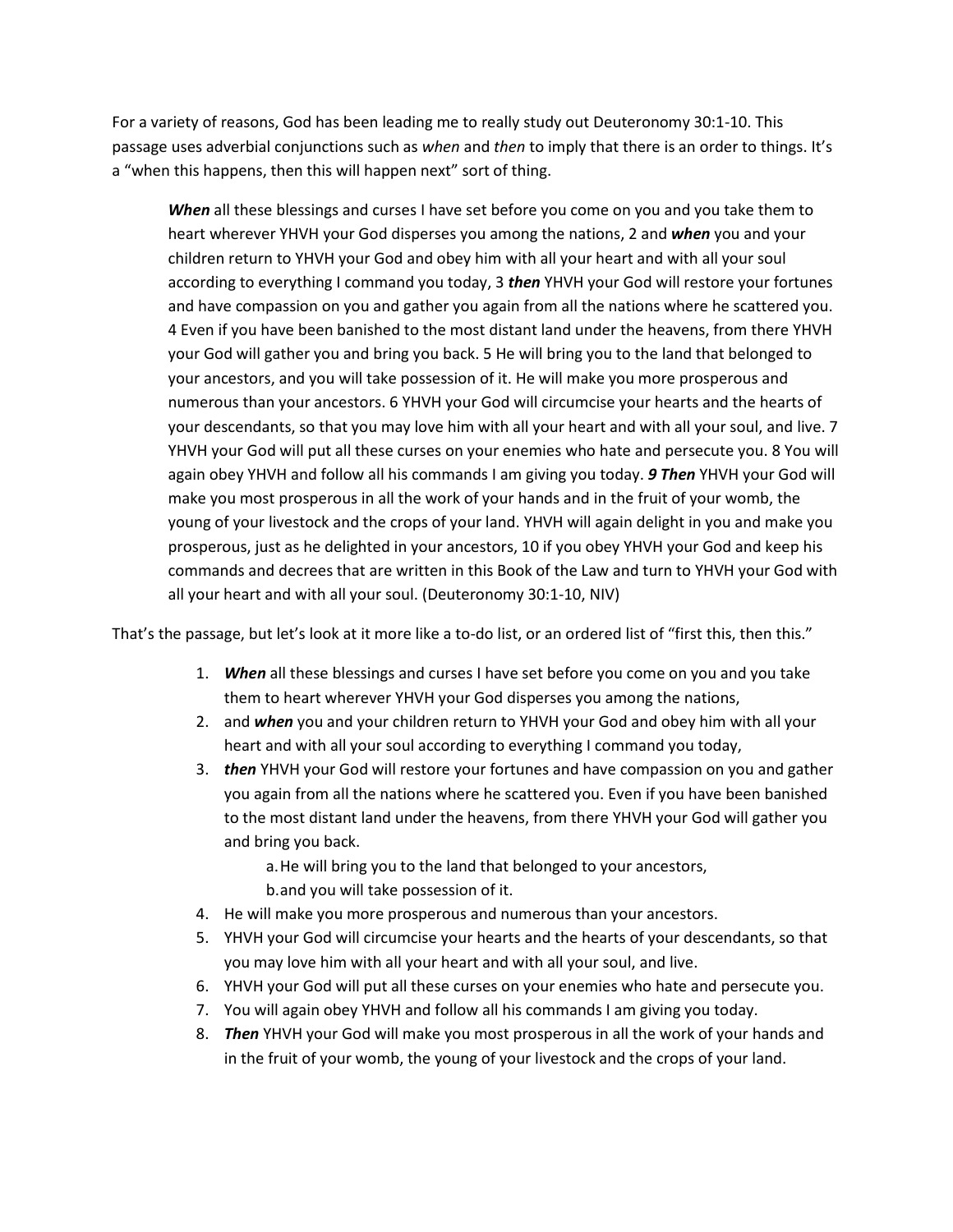For a variety of reasons, God has been leading me to really study out Deuteronomy 30:1-10. This passage uses adverbial conjunctions such as *when* and *then* to imply that there is an order to things. It's a "when this happens, then this will happen next" sort of thing.

> ***When*** all these blessings and curses I have set before you come on you and you take them to heart wherever YHVH your God disperses you among the nations, 2 and ***when*** you and your children return to YHVH your God and obey him with all your heart and with all your soul according to everything I command you today, 3 ***then*** YHVH your God will restore your fortunes and have compassion on you and gather you again from all the nations where he scattered you. 4 Even if you have been banished to the most distant land under the heavens, from there YHVH your God will gather you and bring you back. 5 He will bring you to the land that belonged to your ancestors, and you will take possession of it. He will make you more prosperous and numerous than your ancestors. 6 YHVH your God will circumcise your hearts and the hearts of your descendants, so that you may love him with all your heart and with all your soul, and live. 7 YHVH your God will put all these curses on your enemies who hate and persecute you. 8 You will again obey YHVH and follow all his commands I am giving you today. ***9 Then*** YHVH your God will make you most prosperous in all the work of your hands and in the fruit of your womb, the young of your livestock and the crops of your land. YHVH will again delight in you and make you prosperous, just as he delighted in your ancestors, 10 if you obey YHVH your God and keep his commands and decrees that are written in this Book of the Law and turn to YHVH your God with all your heart and with all your soul. (Deuteronomy 30:1-10, NIV)

That's the passage, but let's look at it more like a to-do list, or an ordered list of "first this, then this."

1. ***When*** all these blessings and curses I have set before you come on you and you take them to heart wherever YHVH your God disperses you among the nations,
2. and ***when*** you and your children return to YHVH your God and obey him with all your heart and with all your soul according to everything I command you today,
3. ***then*** YHVH your God will restore your fortunes and have compassion on you and gather you again from all the nations where he scattered you. Even if you have been banished to the most distant land under the heavens, from there YHVH your God will gather you and bring you back.
    a. He will bring you to the land that belonged to your ancestors,
    b. and you will take possession of it.
4. He will make you more prosperous and numerous than your ancestors.
5. YHVH your God will circumcise your hearts and the hearts of your descendants, so that you may love him with all your heart and with all your soul, and live.
6. YHVH your God will put all these curses on your enemies who hate and persecute you.
7. You will again obey YHVH and follow all his commands I am giving you today.
8. ***Then*** YHVH your God will make you most prosperous in all the work of your hands and in the fruit of your womb, the young of your livestock and the crops of your land.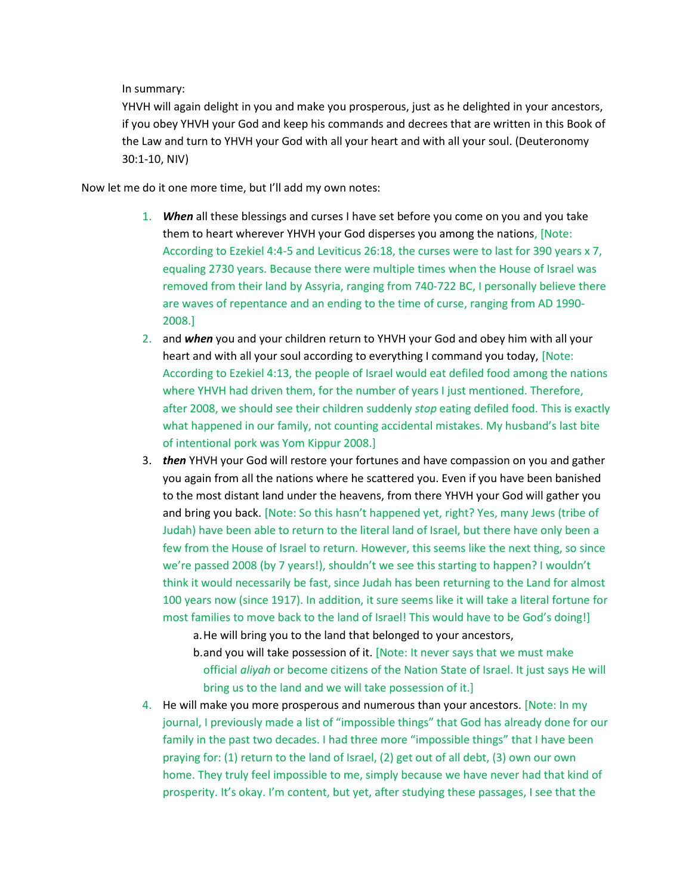In summary:

YHVH will again delight in you and make you prosperous, just as he delighted in your ancestors, if you obey YHVH your God and keep his commands and decrees that are written in this Book of the Law and turn to YHVH your God with all your heart and with all your soul. (Deuteronomy 30:1-10, NIV)

Now let me do it one more time, but I'll add my own notes:

1. ***When*** all these blessings and curses I have set before you come on you and you take them to heart wherever YHVH your God disperses you among the nations, [Note: According to Ezekiel 4:4-5 and Leviticus 26:18, the curses were to last for 390 years x 7, equaling 2730 years. Because there were multiple times when the House of Israel was removed from their land by Assyria, ranging from 740-722 BC, I personally believe there are waves of repentance and an ending to the time of curse, ranging from AD 1990-2008.]
2. and ***when*** you and your children return to YHVH your God and obey him with all your heart and with all your soul according to everything I command you today, [Note: According to Ezekiel 4:13, the people of Israel would eat defiled food among the nations where YHVH had driven them, for the number of years I just mentioned. Therefore, after 2008, we should see their children suddenly *stop* eating defiled food. This is exactly what happened in our family, not counting accidental mistakes. My husband's last bite of intentional pork was Yom Kippur 2008.]
3. ***then*** YHVH your God will restore your fortunes and have compassion on you and gather you again from all the nations where he scattered you. Even if you have been banished to the most distant land under the heavens, from there YHVH your God will gather you and bring you back. [Note: So this hasn't happened yet, right? Yes, many Jews (tribe of Judah) have been able to return to the literal land of Israel, but there have only been a few from the House of Israel to return. However, this seems like the next thing, so since we're passed 2008 (by 7 years!), shouldn't we see this starting to happen? I wouldn't think it would necessarily be fast, since Judah has been returning to the Land for almost 100 years now (since 1917). In addition, it sure seems like it will take a literal fortune for most families to move back to the land of Israel! This would have to be God's doing!]
   a. He will bring you to the land that belonged to your ancestors,
   b. and you will take possession of it. [Note: It never says that we must make official *aliyah* or become citizens of the Nation State of Israel. It just says He will bring us to the land and we will take possession of it.]
4. He will make you more prosperous and numerous than your ancestors. [Note: In my journal, I previously made a list of "impossible things" that God has already done for our family in the past two decades. I had three more "impossible things" that I have been praying for: (1) return to the land of Israel, (2) get out of all debt, (3) own our own home. They truly feel impossible to me, simply because we have never had that kind of prosperity. It's okay. I'm content, but yet, after studying these passages, I see that the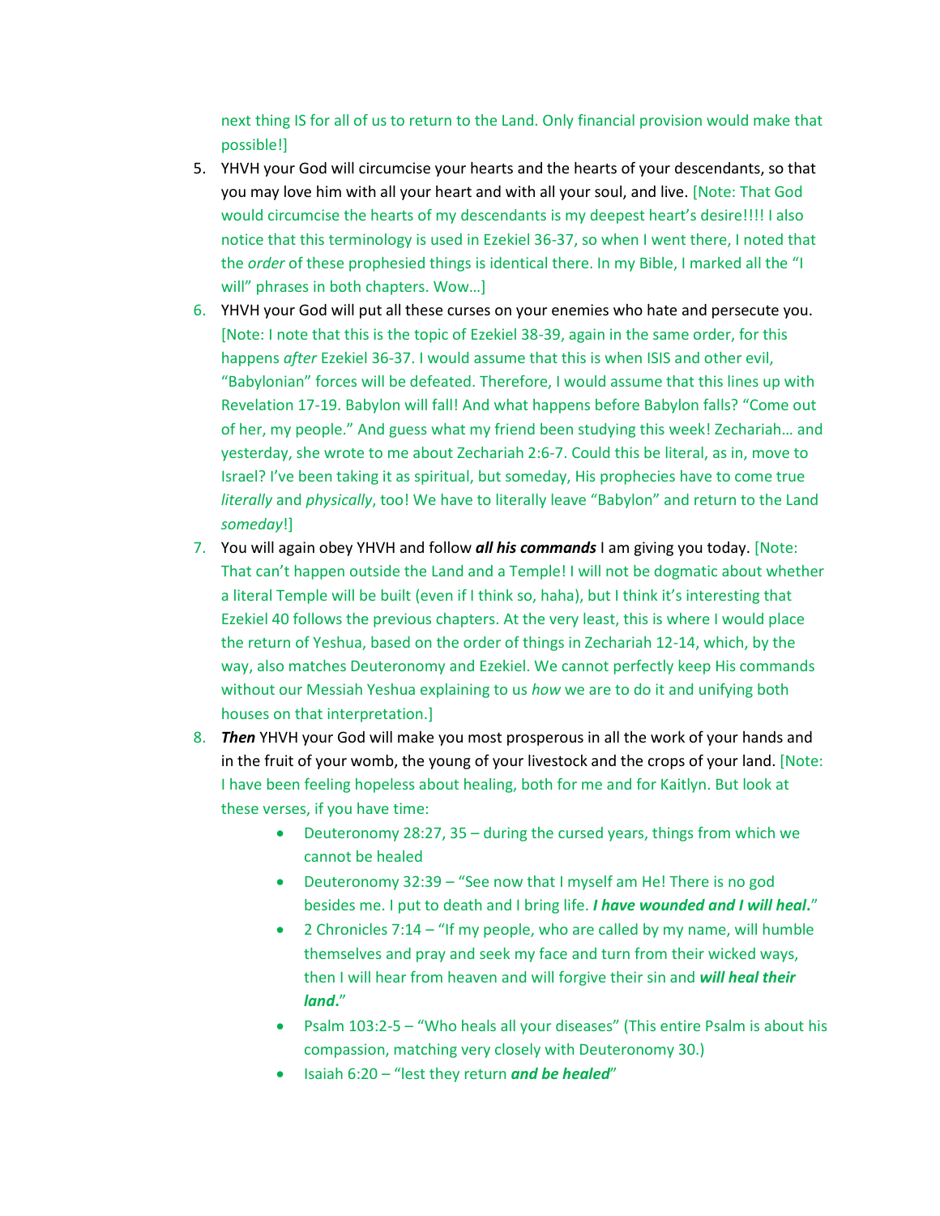next thing IS for all of us to return to the Land. Only financial provision would make that possible!]

5. YHVH your God will circumcise your hearts and the hearts of your descendants, so that you may love him with all your heart and with all your soul, and live. [Note: That God would circumcise the hearts of my descendants is my deepest heart's desire!!!! I also notice that this terminology is used in Ezekiel 36-37, so when I went there, I noted that the *order* of these prophesied things is identical there. In my Bible, I marked all the "I will" phrases in both chapters. Wow…]
6. YHVH your God will put all these curses on your enemies who hate and persecute you. [Note: I note that this is the topic of Ezekiel 38-39, again in the same order, for this happens *after* Ezekiel 36-37. I would assume that this is when ISIS and other evil, "Babylonian" forces will be defeated. Therefore, I would assume that this lines up with Revelation 17-19. Babylon will fall! And what happens before Babylon falls? "Come out of her, my people." And guess what my friend been studying this week! Zechariah… and yesterday, she wrote to me about Zechariah 2:6-7. Could this be literal, as in, move to Israel? I've been taking it as spiritual, but someday, His prophecies have to come true *literally* and *physically*, too! We have to literally leave "Babylon" and return to the Land *someday*!]
7. You will again obey YHVH and follow ***all his commands*** I am giving you today. [Note: That can't happen outside the Land and a Temple! I will not be dogmatic about whether a literal Temple will be built (even if I think so, haha), but I think it's interesting that Ezekiel 40 follows the previous chapters. At the very least, this is where I would place the return of Yeshua, based on the order of things in Zechariah 12-14, which, by the way, also matches Deuteronomy and Ezekiel. We cannot perfectly keep His commands without our Messiah Yeshua explaining to us *how* we are to do it and unifying both houses on that interpretation.]
8. ***Then*** YHVH your God will make you most prosperous in all the work of your hands and in the fruit of your womb, the young of your livestock and the crops of your land. [Note: I have been feeling hopeless about healing, both for me and for Kaitlyn. But look at these verses, if you have time:
    - Deuteronomy 28:27, 35 – during the cursed years, things from which we cannot be healed
    - Deuteronomy 32:39 – "See now that I myself am He! There is no god besides me. I put to death and I bring life. ***I have wounded and I will heal.***"
    - 2 Chronicles 7:14 – "If my people, who are called by my name, will humble themselves and pray and seek my face and turn from their wicked ways, then I will hear from heaven and will forgive their sin and ***will heal their land.***"
    - Psalm 103:2-5 – "Who heals all your diseases" (This entire Psalm is about his compassion, matching very closely with Deuteronomy 30.)
    - Isaiah 6:20 – "lest they return ***and be healed***"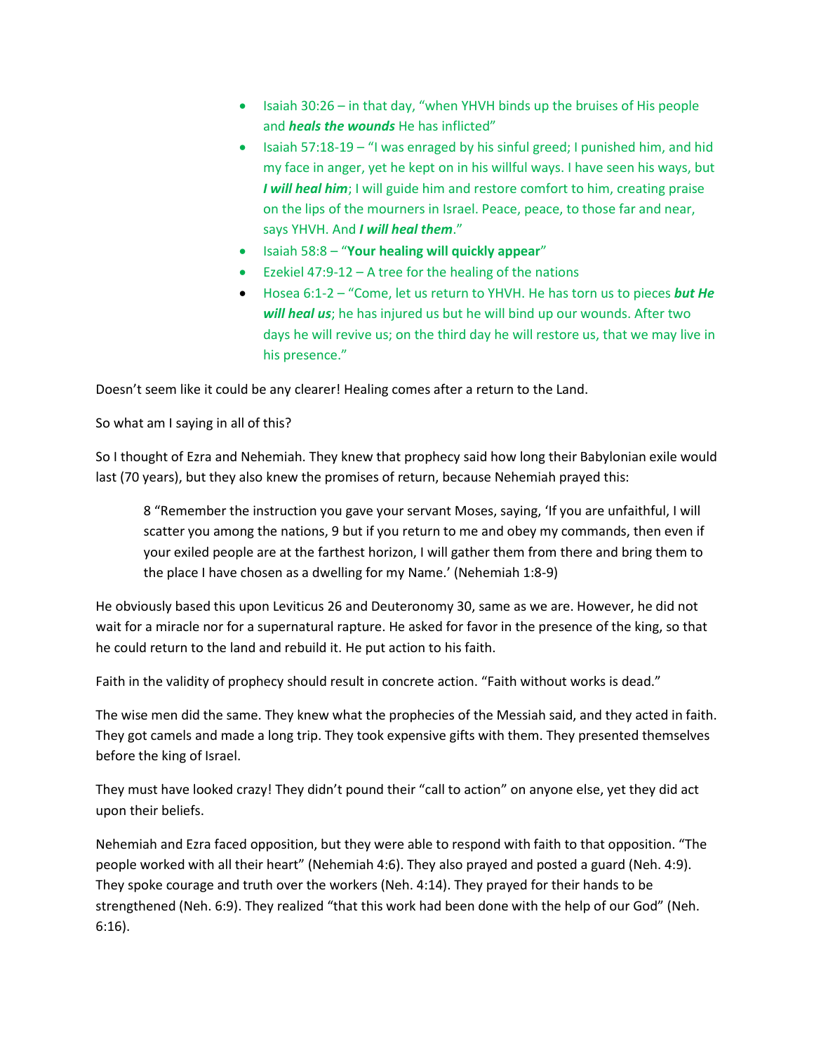- Isaiah 30:26 – in that day, "when YHVH binds up the bruises of His people and ***heals the wounds*** He has inflicted"
- Isaiah 57:18-19 – "I was enraged by his sinful greed; I punished him, and hid my face in anger, yet he kept on in his willful ways. I have seen his ways, but ***I will heal him***; I will guide him and restore comfort to him, creating praise on the lips of the mourners in Israel. Peace, peace, to those far and near, says YHVH. And ***I will heal them***."
- Isaiah 58:8 – "**Your healing will quickly appear**"
- Ezekiel 47:9-12 – A tree for the healing of the nations
- Hosea 6:1-2 – "Come, let us return to YHVH. He has torn us to pieces ***but He will heal us***; he has injured us but he will bind up our wounds. After two days he will revive us; on the third day he will restore us, that we may live in his presence."

Doesn't seem like it could be any clearer! Healing comes after a return to the Land.

So what am I saying in all of this?

So I thought of Ezra and Nehemiah. They knew that prophecy said how long their Babylonian exile would last (70 years), but they also knew the promises of return, because Nehemiah prayed this:

> 8 "Remember the instruction you gave your servant Moses, saying, 'If you are unfaithful, I will scatter you among the nations, 9 but if you return to me and obey my commands, then even if your exiled people are at the farthest horizon, I will gather them from there and bring them to the place I have chosen as a dwelling for my Name.' (Nehemiah 1:8-9)

He obviously based this upon Leviticus 26 and Deuteronomy 30, same as we are. However, he did not wait for a miracle nor for a supernatural rapture. He asked for favor in the presence of the king, so that he could return to the land and rebuild it. He put action to his faith.

Faith in the validity of prophecy should result in concrete action. "Faith without works is dead."

The wise men did the same. They knew what the prophecies of the Messiah said, and they acted in faith. They got camels and made a long trip. They took expensive gifts with them. They presented themselves before the king of Israel.

They must have looked crazy! They didn't pound their "call to action" on anyone else, yet they did act upon their beliefs.

Nehemiah and Ezra faced opposition, but they were able to respond with faith to that opposition. "The people worked with all their heart" (Nehemiah 4:6). They also prayed and posted a guard (Neh. 4:9). They spoke courage and truth over the workers (Neh. 4:14). They prayed for their hands to be strengthened (Neh. 6:9). They realized "that this work had been done with the help of our God" (Neh. 6:16).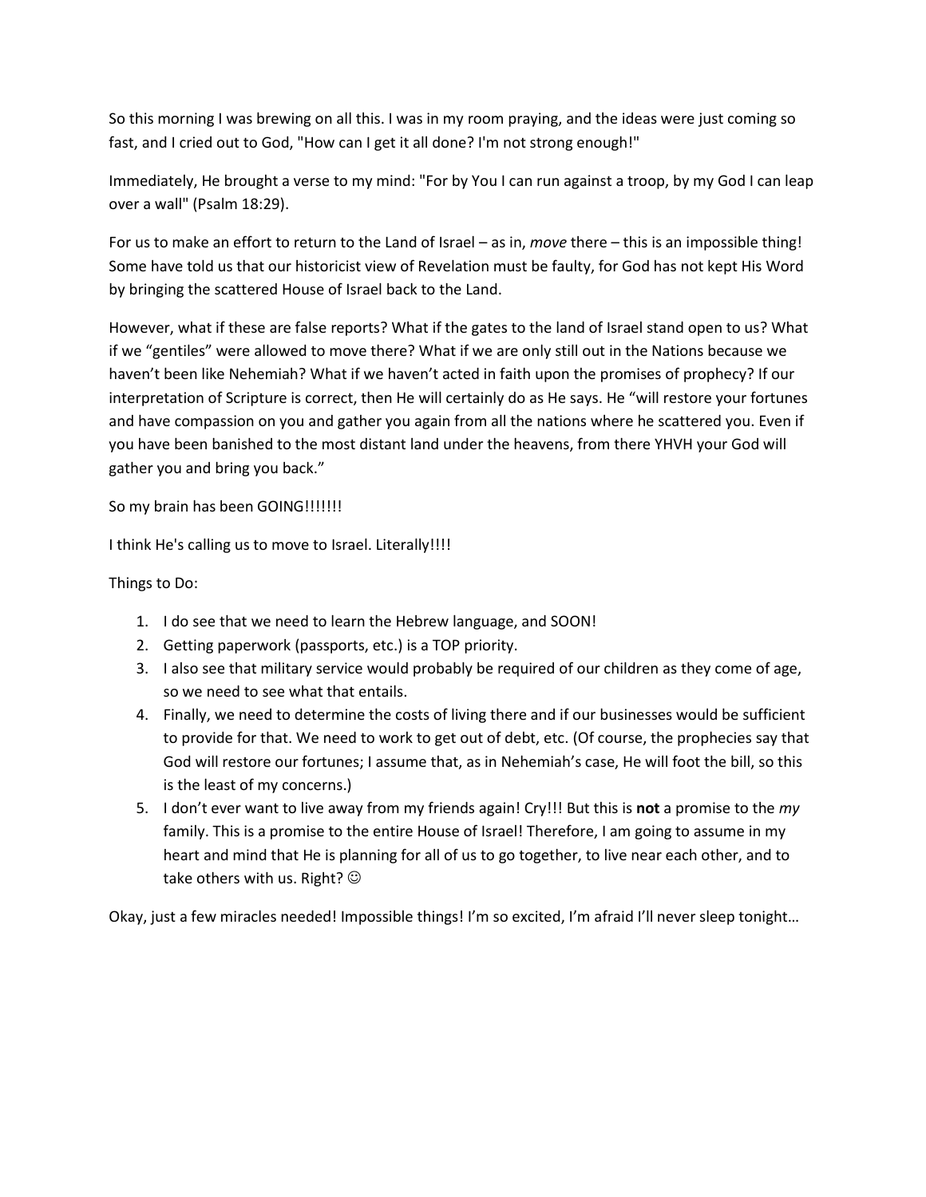So this morning I was brewing on all this. I was in my room praying, and the ideas were just coming so fast, and I cried out to God, "How can I get it all done? I'm not strong enough!"

Immediately, He brought a verse to my mind: "For by You I can run against a troop, by my God I can leap over a wall" (Psalm 18:29).

For us to make an effort to return to the Land of Israel – as in, *move* there – this is an impossible thing! Some have told us that our historicist view of Revelation must be faulty, for God has not kept His Word by bringing the scattered House of Israel back to the Land.

However, what if these are false reports? What if the gates to the land of Israel stand open to us? What if we "gentiles" were allowed to move there? What if we are only still out in the Nations because we haven't been like Nehemiah? What if we haven't acted in faith upon the promises of prophecy? If our interpretation of Scripture is correct, then He will certainly do as He says. He "will restore your fortunes and have compassion on you and gather you again from all the nations where he scattered you. Even if you have been banished to the most distant land under the heavens, from there YHVH your God will gather you and bring you back."

So my brain has been GOING!!!!!!!

I think He's calling us to move to Israel. Literally!!!!

Things to Do:

1. I do see that we need to learn the Hebrew language, and SOON!
2. Getting paperwork (passports, etc.) is a TOP priority.
3. I also see that military service would probably be required of our children as they come of age, so we need to see what that entails.
4. Finally, we need to determine the costs of living there and if our businesses would be sufficient to provide for that. We need to work to get out of debt, etc. (Of course, the prophecies say that God will restore our fortunes; I assume that, as in Nehemiah's case, He will foot the bill, so this is the least of my concerns.)
5. I don't ever want to live away from my friends again! Cry!!! But this is **not** a promise to the *my* family. This is a promise to the entire House of Israel! Therefore, I am going to assume in my heart and mind that He is planning for all of us to go together, to live near each other, and to take others with us. Right? ☺

Okay, just a few miracles needed! Impossible things! I'm so excited, I'm afraid I'll never sleep tonight…